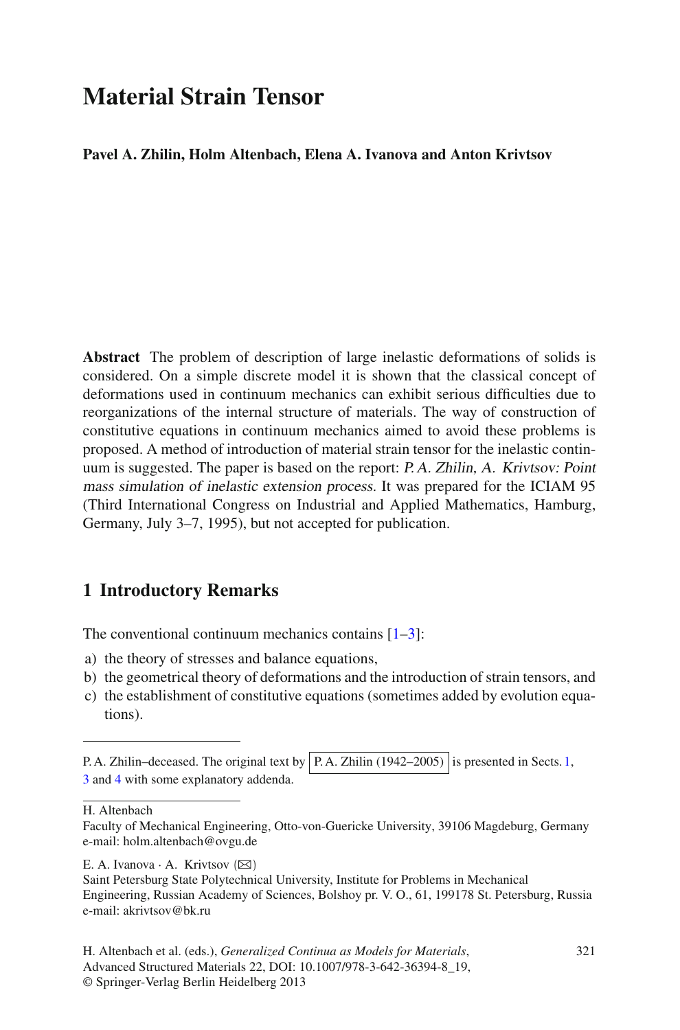# Material Strain Tensor

**Pavel A. Zhilin, Holm Altenbach, Elena A. Ivanova and Anton Krivtsov**

**Abstract** The problem of description of large inelastic deformations of solids is considered. On a simple discrete model it is shown that the classical concept of deformations used in continuum mechanics can exhibit serious difficulties due to reorganizations of the internal structure of materials. The way of construction of constitutive equations in continuum mechanics aimed to avoid these problems is proposed. A method of introduction of material strain tensor for the inelastic continuum is suggested. The paper is based on the report: *P. A. Zhilin, A. Krivtsov: Point mass simulation of inelastic extension process.* It was prepared for the ICIAM 95 (Third International Congress on Industrial and Applied Mathematics, Hamburg, Germany, July 3–7, 1995), but not accepted for publication.

## 1 Introductory Remarks

The conventional continuum mechanics contains [1–3]:

a) the theory of stresses and balance equations,
b) the geometrical theory of deformations and the introduction of strain tensors, and
c) the establishment of constitutive equations (sometimes added by evolution equations).

---

P. A. Zhilin–deceased. The original text by P. A. Zhilin (1942–2005) is presented in Sects. 1, 3 and 4 with some explanatory addenda.

H. Altenbach
Faculty of Mechanical Engineering, Otto-von-Guericke University, 39106 Magdeburg, Germany
e-mail: holm.altenbach@ovgu.de

E. A. Ivanova · A. Krivtsov (✉)
Saint Petersburg State Polytechnical University, Institute for Problems in Mechanical Engineering, Russian Academy of Sciences, Bolshoy pr. V. O., 61, 199178 St. Petersburg, Russia
e-mail: akrivtsov@bk.ru

H. Altenbach et al. (eds.), *Generalized Continua as Models for Materials*, Advanced Structured Materials 22, DOI: 10.1007/978-3-642-36394-8_19, © Springer-Verlag Berlin Heidelberg 2013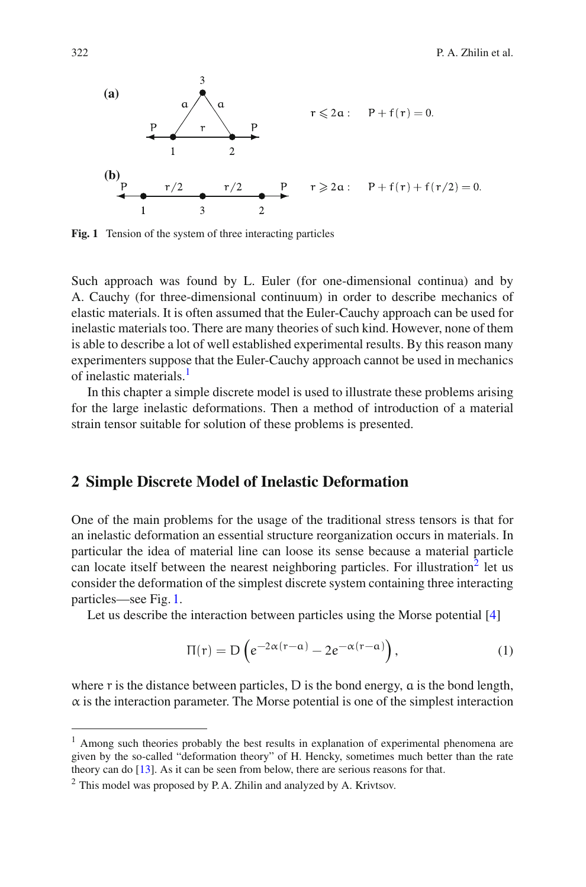(a)

$r \leqslant 2a: \quad P + f(r) = 0.$

(b)

$r \geqslant 2a: \quad P + f(r) + f(r/2) = 0.$

**Fig. 1** Tension of the system of three interacting particles

Such approach was found by L. Euler (for one-dimensional continua) and by A. Cauchy (for three-dimensional continuum) in order to describe mechanics of elastic materials. It is often assumed that the Euler-Cauchy approach can be used for inelastic materials too. There are many theories of such kind. However, none of them is able to describe a lot of well established experimental results. By this reason many experimenters suppose that the Euler-Cauchy approach cannot be used in mechanics of inelastic materials.[1]

In this chapter a simple discrete model is used to illustrate these problems arising for the large inelastic deformations. Then a method of introduction of a material strain tensor suitable for solution of these problems is presented.

## 2 Simple Discrete Model of Inelastic Deformation

One of the main problems for the usage of the traditional stress tensors is that for an inelastic deformation an essential structure reorganization occurs in materials. In particular the idea of material line can loose its sense because a material particle can locate itself between the nearest neighboring particles. For illustration[2] let us consider the deformation of the simplest discrete system containing three interacting particles—see Fig. 1.

Let us describe the interaction between particles using the Morse potential [4]

$$\Pi(r) = D\left(e^{-2\alpha(r-a)} - 2e^{-\alpha(r-a)}\right), \tag{1}$$

where $r$ is the distance between particles, $D$ is the bond energy, $a$ is the bond length, $\alpha$ is the interaction parameter. The Morse potential is one of the simplest interaction

[1] Among such theories probably the best results in explanation of experimental phenomena are given by the so-called "deformation theory" of H. Hencky, sometimes much better than the rate theory can do [13]. As it can be seen from below, there are serious reasons for that.

[2] This model was proposed by P. A. Zhilin and analyzed by A. Krivtsov.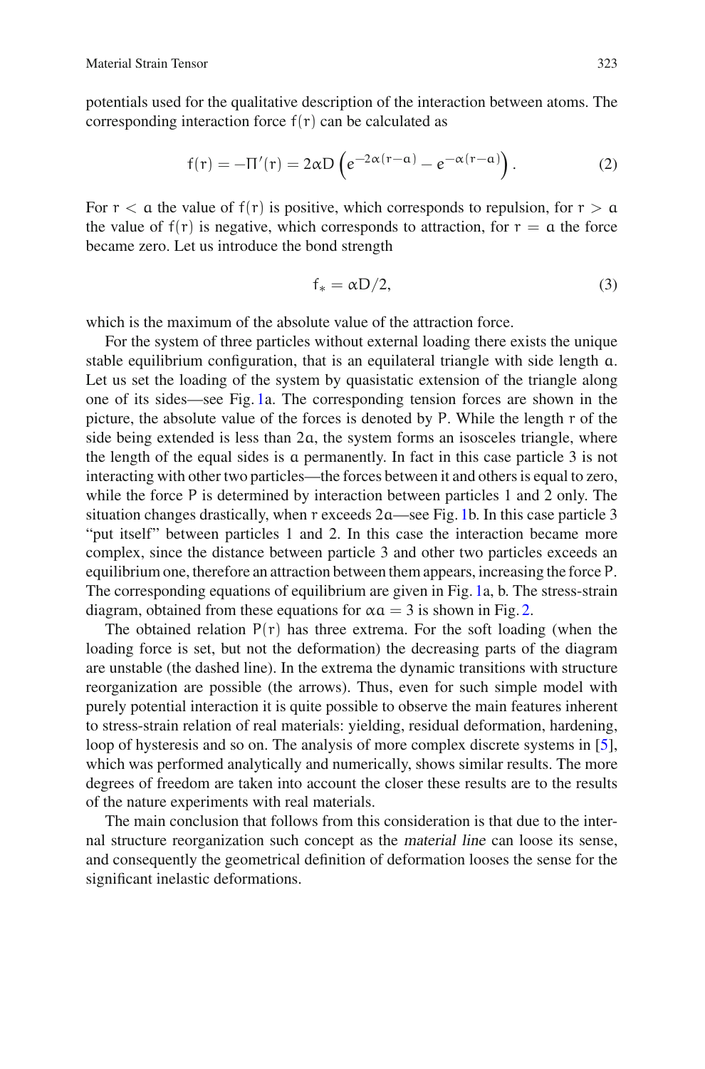potentials used for the qualitative description of the interaction between atoms. The corresponding interaction force $f(r)$ can be calculated as

$$f(r) = -\Pi'(r) = 2\alpha D \left( e^{-2\alpha(r-a)} - e^{-\alpha(r-a)} \right). \tag{2}$$

For $r < a$ the value of $f(r)$ is positive, which corresponds to repulsion, for $r > a$ the value of $f(r)$ is negative, which corresponds to attraction, for $r = a$ the force became zero. Let us introduce the bond strength

$$f_* = \alpha D/2, \tag{3}$$

which is the maximum of the absolute value of the attraction force.

For the system of three particles without external loading there exists the unique stable equilibrium configuration, that is an equilateral triangle with side length $a$. Let us set the loading of the system by quasistatic extension of the triangle along one of its sides—see Fig. 1a. The corresponding tension forces are shown in the picture, the absolute value of the forces is denoted by $P$. While the length $r$ of the side being extended is less than $2a$, the system forms an isosceles triangle, where the length of the equal sides is $a$ permanently. In fact in this case particle 3 is not interacting with other two particles—the forces between it and others is equal to zero, while the force $P$ is determined by interaction between particles 1 and 2 only. The situation changes drastically, when $r$ exceeds $2a$—see Fig. 1b. In this case particle 3 "put itself" between particles 1 and 2. In this case the interaction became more complex, since the distance between particle 3 and other two particles exceeds an equilibrium one, therefore an attraction between them appears, increasing the force $P$. The corresponding equations of equilibrium are given in Fig. 1a, b. The stress-strain diagram, obtained from these equations for $\alpha a = 3$ is shown in Fig. 2.

The obtained relation $P(r)$ has three extrema. For the soft loading (when the loading force is set, but not the deformation) the decreasing parts of the diagram are unstable (the dashed line). In the extrema the dynamic transitions with structure reorganization are possible (the arrows). Thus, even for such simple model with purely potential interaction it is quite possible to observe the main features inherent to stress-strain relation of real materials: yielding, residual deformation, hardening, loop of hysteresis and so on. The analysis of more complex discrete systems in [5], which was performed analytically and numerically, shows similar results. The more degrees of freedom are taken into account the closer these results are to the results of the nature experiments with real materials.

The main conclusion that follows from this consideration is that due to the internal structure reorganization such concept as the *material line* can loose its sense, and consequently the geometrical definition of deformation looses the sense for the significant inelastic deformations.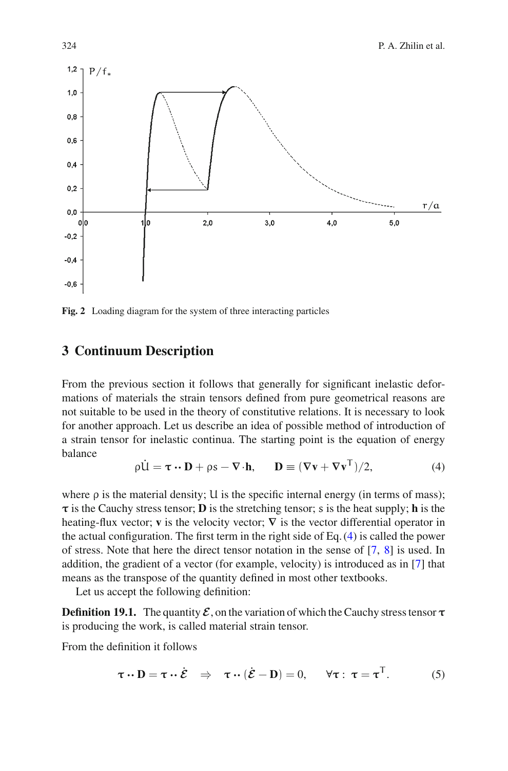Fig. 2 Loading diagram for the system of three interacting particles

## 3 Continuum Description

From the previous section it follows that generally for significant inelastic deformations of materials the strain tensors defined from pure geometrical reasons are not suitable to be used in the theory of constitutive relations. It is necessary to look for another approach. Let us describe an idea of possible method of introduction of a strain tensor for inelastic continua. The starting point is the equation of energy balance

$$\rho \dot{U} = \boldsymbol{\tau} \cdot\cdot\, \mathbf{D} + \rho s - \nabla \cdot \mathbf{h}, \qquad \mathbf{D} \equiv (\nabla \mathbf{v} + \nabla \mathbf{v}^{\mathsf{T}})/2, \tag{4}$$

where $\rho$ is the material density; $U$ is the specific internal energy (in terms of mass); $\boldsymbol{\tau}$ is the Cauchy stress tensor; $\mathbf{D}$ is the stretching tensor; $s$ is the heat supply; $\mathbf{h}$ is the heating-flux vector; $\mathbf{v}$ is the velocity vector; $\nabla$ is the vector differential operator in the actual configuration. The first term in the right side of Eq. (4) is called the power of stress. Note that here the direct tensor notation in the sense of [7, 8] is used. In addition, the gradient of a vector (for example, velocity) is introduced as in [7] that means as the transpose of the quantity defined in most other textbooks.

Let us accept the following definition:

**Definition 19.1.** The quantity $\boldsymbol{\mathcal{E}}$, on the variation of which the Cauchy stress tensor $\boldsymbol{\tau}$ is producing the work, is called material strain tensor.

From the definition it follows

$$\boldsymbol{\tau} \cdot\cdot\, \mathbf{D} = \boldsymbol{\tau} \cdot\cdot\, \dot{\boldsymbol{\mathcal{E}}} \quad \Rightarrow \quad \boldsymbol{\tau} \cdot\cdot\, (\dot{\boldsymbol{\mathcal{E}}} - \mathbf{D}) = 0, \qquad \forall \boldsymbol{\tau}: \ \boldsymbol{\tau} = \boldsymbol{\tau}^{\mathsf{T}}. \tag{5}$$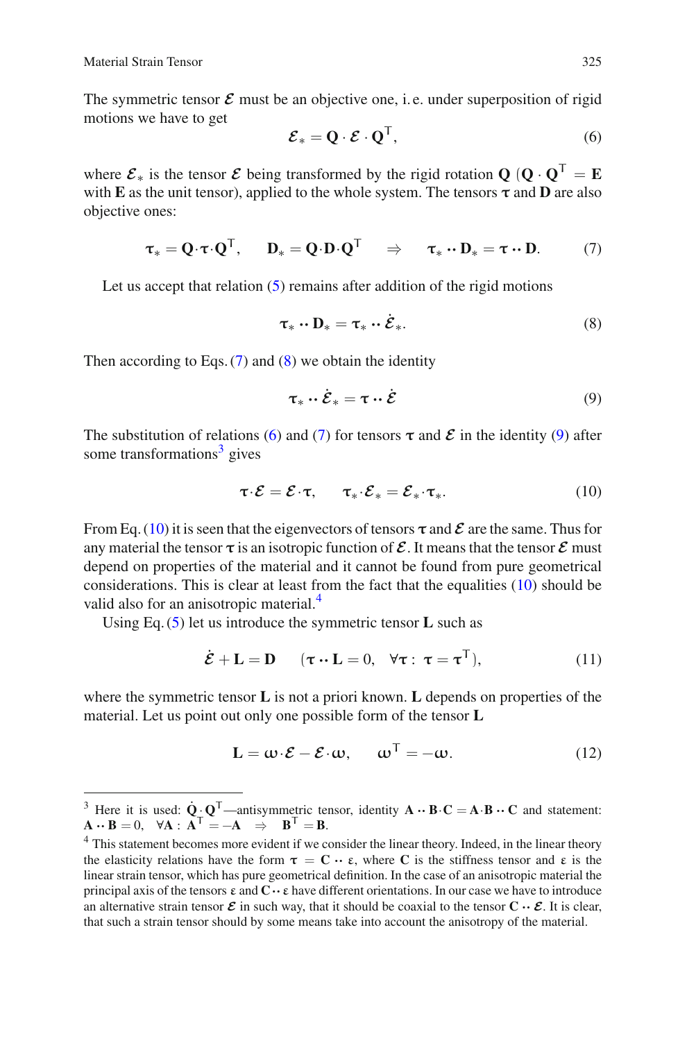The symmetric tensor $\boldsymbol{\mathcal{E}}$ must be an objective one, i. e. under superposition of rigid motions we have to get

$$\boldsymbol{\mathcal{E}}_* = \mathbf{Q} \cdot \boldsymbol{\mathcal{E}} \cdot \mathbf{Q}^\mathsf{T}, \tag{6}$$

where $\boldsymbol{\mathcal{E}}_*$ is the tensor $\boldsymbol{\mathcal{E}}$ being transformed by the rigid rotation $\mathbf{Q}$ ($\mathbf{Q} \cdot \mathbf{Q}^\mathsf{T} = \mathbf{E}$ with $\mathbf{E}$ as the unit tensor), applied to the whole system. The tensors $\boldsymbol{\tau}$ and $\mathbf{D}$ are also objective ones:

$$\boldsymbol{\tau}_* = \mathbf{Q}\cdot\boldsymbol{\tau}\cdot\mathbf{Q}^\mathsf{T}, \qquad \mathbf{D}_* = \mathbf{Q}\cdot\mathbf{D}\cdot\mathbf{Q}^\mathsf{T} \qquad \Rightarrow \qquad \boldsymbol{\tau}_* \cdot\cdot\, \mathbf{D}_* = \boldsymbol{\tau} \cdot\cdot\, \mathbf{D}. \tag{7}$$

Let us accept that relation (5) remains after addition of the rigid motions

$$\boldsymbol{\tau}_* \cdot\cdot\, \mathbf{D}_* = \boldsymbol{\tau}_* \cdot\cdot\, \dot{\boldsymbol{\mathcal{E}}}_*. \tag{8}$$

Then according to Eqs. (7) and (8) we obtain the identity

$$\boldsymbol{\tau}_* \cdot\cdot\, \dot{\boldsymbol{\mathcal{E}}}_* = \boldsymbol{\tau} \cdot\cdot\, \dot{\boldsymbol{\mathcal{E}}} \tag{9}$$

The substitution of relations (6) and (7) for tensors $\boldsymbol{\tau}$ and $\boldsymbol{\mathcal{E}}$ in the identity (9) after some transformations[3] gives

$$\boldsymbol{\tau}\cdot\boldsymbol{\mathcal{E}} = \boldsymbol{\mathcal{E}}\cdot\boldsymbol{\tau}, \qquad \boldsymbol{\tau}_*\cdot\boldsymbol{\mathcal{E}}_* = \boldsymbol{\mathcal{E}}_*\cdot\boldsymbol{\tau}_*. \tag{10}$$

From Eq. (10) it is seen that the eigenvectors of tensors $\boldsymbol{\tau}$ and $\boldsymbol{\mathcal{E}}$ are the same. Thus for any material the tensor $\boldsymbol{\tau}$ is an isotropic function of $\boldsymbol{\mathcal{E}}$. It means that the tensor $\boldsymbol{\mathcal{E}}$ must depend on properties of the material and it cannot be found from pure geometrical considerations. This is clear at least from the fact that the equalities (10) should be valid also for an anisotropic material.[4]

Using Eq. (5) let us introduce the symmetric tensor $\mathbf{L}$ such as

$$\dot{\boldsymbol{\mathcal{E}}} + \mathbf{L} = \mathbf{D} \qquad (\boldsymbol{\tau} \cdot\cdot\, \mathbf{L} = 0, \quad \forall \boldsymbol{\tau}:\ \boldsymbol{\tau} = \boldsymbol{\tau}^\mathsf{T}), \tag{11}$$

where the symmetric tensor $\mathbf{L}$ is not a priori known. $\mathbf{L}$ depends on properties of the material. Let us point out only one possible form of the tensor $\mathbf{L}$

$$\mathbf{L} = \boldsymbol{\omega}\cdot\boldsymbol{\mathcal{E}} - \boldsymbol{\mathcal{E}}\cdot\boldsymbol{\omega}, \qquad \boldsymbol{\omega}^\mathsf{T} = -\boldsymbol{\omega}. \tag{12}$$

---

[3] Here it is used: $\dot{\mathbf{Q}}\cdot\mathbf{Q}^\mathsf{T}$—antisymmetric tensor, identity $\mathbf{A} \cdot\cdot\, \mathbf{B}\cdot\mathbf{C} = \mathbf{A}\cdot\mathbf{B} \cdot\cdot\, \mathbf{C}$ and statement: $\mathbf{A} \cdot\cdot\, \mathbf{B} = 0, \quad \forall \mathbf{A}:\ \mathbf{A}^\mathsf{T} = -\mathbf{A} \quad \Rightarrow \quad \mathbf{B}^\mathsf{T} = \mathbf{B}$.

[4] This statement becomes more evident if we consider the linear theory. Indeed, in the linear theory the elasticity relations have the form $\boldsymbol{\tau} = \mathbf{C} \cdot\cdot\, \boldsymbol{\varepsilon}$, where $\mathbf{C}$ is the stiffness tensor and $\boldsymbol{\varepsilon}$ is the linear strain tensor, which has pure geometrical definition. In the case of an anisotropic material the principal axis of the tensors $\boldsymbol{\varepsilon}$ and $\mathbf{C} \cdot\cdot\, \boldsymbol{\varepsilon}$ have different orientations. In our case we have to introduce an alternative strain tensor $\boldsymbol{\mathcal{E}}$ in such way, that it should be coaxial to the tensor $\mathbf{C} \cdot\cdot\, \boldsymbol{\mathcal{E}}$. It is clear, that such a strain tensor should by some means take into account the anisotropy of the material.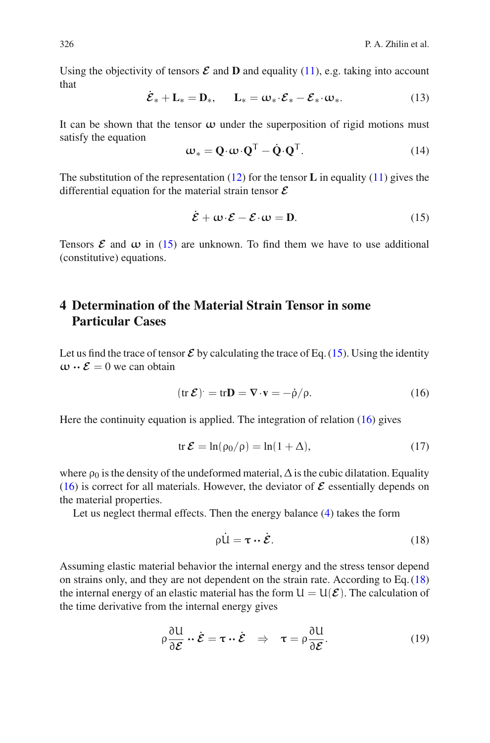Using the objectivity of tensors $\boldsymbol{\mathcal{E}}$ and $\mathbf{D}$ and equality (11), e.g. taking into account that

$$\dot{\boldsymbol{\mathcal{E}}}_* + \mathbf{L}_* = \mathbf{D}_*, \qquad \mathbf{L}_* = \boldsymbol{\omega}_* \cdot \boldsymbol{\mathcal{E}}_* - \boldsymbol{\mathcal{E}}_* \cdot \boldsymbol{\omega}_*. \tag{13}$$

It can be shown that the tensor $\boldsymbol{\omega}$ under the superposition of rigid motions must satisfy the equation

$$\boldsymbol{\omega}_* = \mathbf{Q} \cdot \boldsymbol{\omega} \cdot \mathbf{Q}^{\mathsf{T}} - \dot{\mathbf{Q}} \cdot \mathbf{Q}^{\mathsf{T}}. \tag{14}$$

The substitution of the representation (12) for the tensor $\mathbf{L}$ in equality (11) gives the differential equation for the material strain tensor $\boldsymbol{\mathcal{E}}$

$$\dot{\boldsymbol{\mathcal{E}}} + \boldsymbol{\omega} \cdot \boldsymbol{\mathcal{E}} - \boldsymbol{\mathcal{E}} \cdot \boldsymbol{\omega} = \mathbf{D}. \tag{15}$$

Tensors $\boldsymbol{\mathcal{E}}$ and $\boldsymbol{\omega}$ in (15) are unknown. To find them we have to use additional (constitutive) equations.

## 4 Determination of the Material Strain Tensor in some Particular Cases

Let us find the trace of tensor $\boldsymbol{\mathcal{E}}$ by calculating the trace of Eq. (15). Using the identity $\boldsymbol{\omega} \cdot\cdot \boldsymbol{\mathcal{E}} = 0$ we can obtain

$$(\operatorname{tr} \boldsymbol{\mathcal{E}})^{\cdot} = \operatorname{tr} \mathbf{D} = \boldsymbol{\nabla} \cdot \mathbf{v} = -\dot{\rho}/\rho. \tag{16}$$

Here the continuity equation is applied. The integration of relation (16) gives

$$\operatorname{tr} \boldsymbol{\mathcal{E}} = \ln(\rho_0/\rho) = \ln(1 + \Delta), \tag{17}$$

where $\rho_0$ is the density of the undeformed material, $\Delta$ is the cubic dilatation. Equality (16) is correct for all materials. However, the deviator of $\boldsymbol{\mathcal{E}}$ essentially depends on the material properties.

Let us neglect thermal effects. Then the energy balance (4) takes the form

$$\rho \dot{U} = \boldsymbol{\tau} \cdot\cdot \dot{\boldsymbol{\mathcal{E}}}. \tag{18}$$

Assuming elastic material behavior the internal energy and the stress tensor depend on strains only, and they are not dependent on the strain rate. According to Eq. (18) the internal energy of an elastic material has the form $U = U(\boldsymbol{\mathcal{E}})$. The calculation of the time derivative from the internal energy gives

$$\rho \frac{\partial U}{\partial \boldsymbol{\mathcal{E}}} \cdot\cdot \dot{\boldsymbol{\mathcal{E}}} = \boldsymbol{\tau} \cdot\cdot \dot{\boldsymbol{\mathcal{E}}} \quad \Rightarrow \quad \boldsymbol{\tau} = \rho \frac{\partial U}{\partial \boldsymbol{\mathcal{E}}}. \tag{19}$$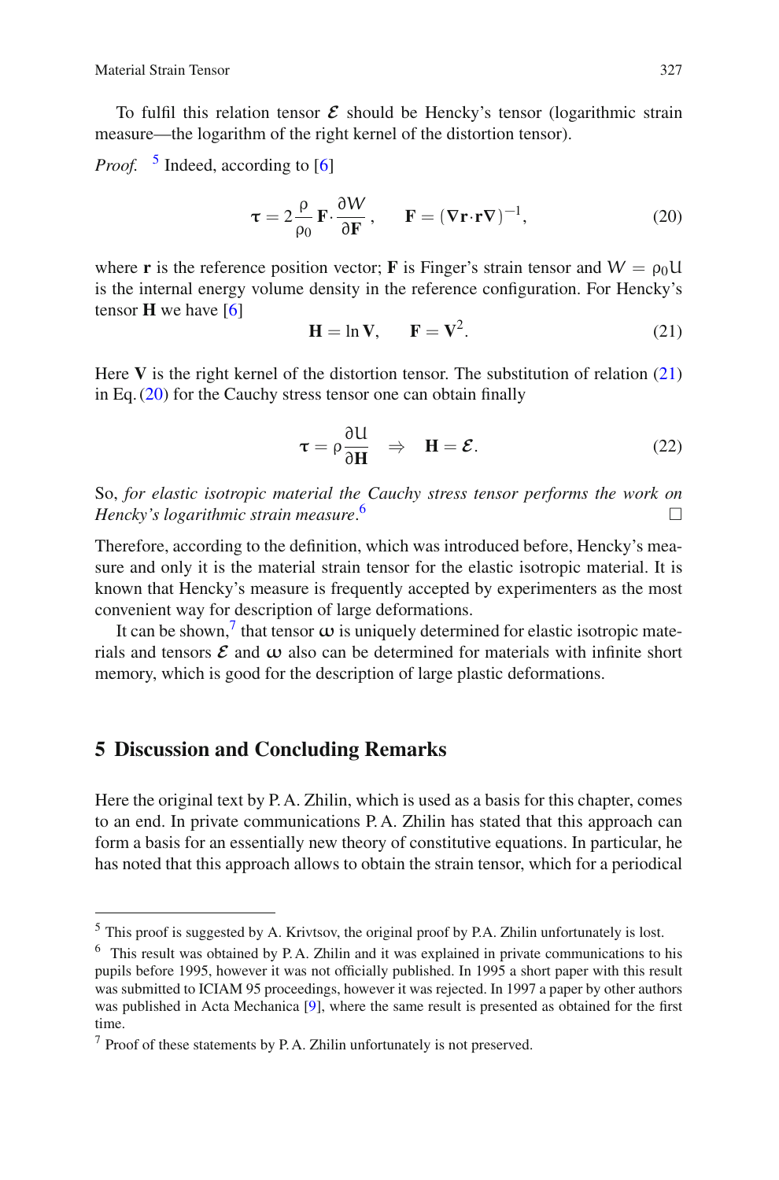To fulfil this relation tensor $\boldsymbol{\mathcal{E}}$ should be Hencky's tensor (logarithmic strain measure—the logarithm of the right kernel of the distortion tensor).

*Proof.* [5] Indeed, according to [6]

$$\boldsymbol{\tau} = 2\frac{\rho}{\rho_0}\,\mathbf{F}\cdot\frac{\partial W}{\partial \mathbf{F}}, \qquad \mathbf{F} = (\nabla\mathbf{r}\cdot\mathbf{r}\nabla)^{-1}, \tag{20}$$

where $\mathbf{r}$ is the reference position vector; $\mathbf{F}$ is Finger's strain tensor and $W = \rho_0 \mathrm{U}$ is the internal energy volume density in the reference configuration. For Hencky's tensor $\mathbf{H}$ we have [6]

$$\mathbf{H} = \ln\mathbf{V}, \qquad \mathbf{F} = \mathbf{V}^2. \tag{21}$$

Here $\mathbf{V}$ is the right kernel of the distortion tensor. The substitution of relation (21) in Eq. (20) for the Cauchy stress tensor one can obtain finally

$$\boldsymbol{\tau} = \rho\frac{\partial \mathrm{U}}{\partial \mathbf{H}} \quad\Rightarrow\quad \mathbf{H} = \boldsymbol{\mathcal{E}}. \tag{22}$$

So, *for elastic isotropic material the Cauchy stress tensor performs the work on Hencky's logarithmic strain measure*.[6] □

Therefore, according to the definition, which was introduced before, Hencky's measure and only it is the material strain tensor for the elastic isotropic material. It is known that Hencky's measure is frequently accepted by experimenters as the most convenient way for description of large deformations.

It can be shown,[7] that tensor $\boldsymbol{\omega}$ is uniquely determined for elastic isotropic materials and tensors $\boldsymbol{\mathcal{E}}$ and $\boldsymbol{\omega}$ also can be determined for materials with infinite short memory, which is good for the description of large plastic deformations.

## 5 Discussion and Concluding Remarks

Here the original text by P. A. Zhilin, which is used as a basis for this chapter, comes to an end. In private communications P. A. Zhilin has stated that this approach can form a basis for an essentially new theory of constitutive equations. In particular, he has noted that this approach allows to obtain the strain tensor, which for a periodical

---

[5] This proof is suggested by A. Krivtsov, the original proof by P.A. Zhilin unfortunately is lost.

[6] This result was obtained by P. A. Zhilin and it was explained in private communications to his pupils before 1995, however it was not officially published. In 1995 a short paper with this result was submitted to ICIAM 95 proceedings, however it was rejected. In 1997 a paper by other authors was published in Acta Mechanica [9], where the same result is presented as obtained for the first time.

[7] Proof of these statements by P. A. Zhilin unfortunately is not preserved.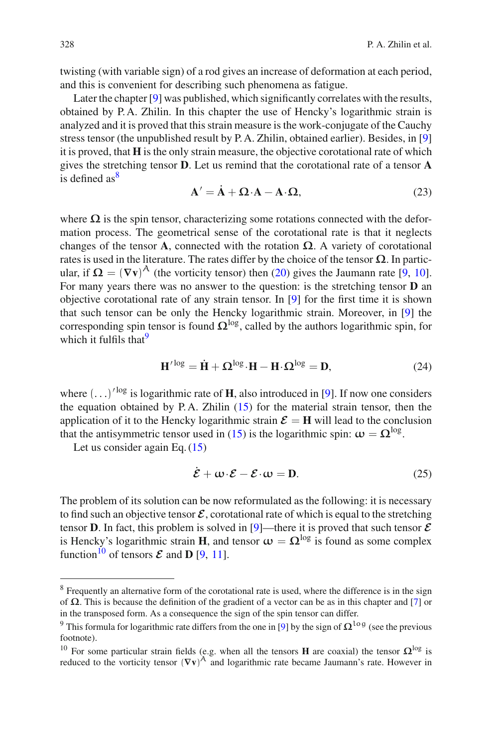twisting (with variable sign) of a rod gives an increase of deformation at each period, and this is convenient for describing such phenomena as fatigue.

Later the chapter [9] was published, which significantly correlates with the results, obtained by P. A. Zhilin. In this chapter the use of Hencky's logarithmic strain is analyzed and it is proved that this strain measure is the work-conjugate of the Cauchy stress tensor (the unpublished result by P. A. Zhilin, obtained earlier). Besides, in [9] it is proved, that $\mathbf{H}$ is the only strain measure, the objective corotational rate of which gives the stretching tensor $\mathbf{D}$. Let us remind that the corotational rate of a tensor $\mathbf{A}$ is defined as[8]

$$\mathbf{A}' = \dot{\mathbf{A}} + \boldsymbol{\Omega}\cdot\mathbf{A} - \mathbf{A}\cdot\boldsymbol{\Omega}, \tag{23}$$

where $\boldsymbol{\Omega}$ is the spin tensor, characterizing some rotations connected with the deformation process. The geometrical sense of the corotational rate is that it neglects changes of the tensor $\mathbf{A}$, connected with the rotation $\boldsymbol{\Omega}$. A variety of corotational rates is used in the literature. The rates differ by the choice of the tensor $\boldsymbol{\Omega}$. In particular, if $\boldsymbol{\Omega} = (\nabla\mathbf{v})^A$ (the vorticity tensor) then (20) gives the Jaumann rate [9, 10]. For many years there was no answer to the question: is the stretching tensor $\mathbf{D}$ an objective corotational rate of any strain tensor. In [9] for the first time it is shown that such tensor can be only the Hencky logarithmic strain. Moreover, in [9] the corresponding spin tensor is found $\boldsymbol{\Omega}^{\log}$, called by the authors logarithmic spin, for which it fulfils that[9]

$$\mathbf{H}'^{\log} = \dot{\mathbf{H}} + \boldsymbol{\Omega}^{\log}\cdot\mathbf{H} - \mathbf{H}\cdot\boldsymbol{\Omega}^{\log} = \mathbf{D}, \tag{24}$$

where $(\ldots)'^{\log}$ is logarithmic rate of $\mathbf{H}$, also introduced in [9]. If now one considers the equation obtained by P. A. Zhilin (15) for the material strain tensor, then the application of it to the Hencky logarithmic strain $\boldsymbol{\mathcal{E}} = \mathbf{H}$ will lead to the conclusion that the antisymmetric tensor used in (15) is the logarithmic spin: $\boldsymbol{\omega} = \boldsymbol{\Omega}^{\log}$.

Let us consider again Eq. (15)

$$\dot{\boldsymbol{\mathcal{E}}} + \boldsymbol{\omega}\cdot\boldsymbol{\mathcal{E}} - \boldsymbol{\mathcal{E}}\cdot\boldsymbol{\omega} = \mathbf{D}. \tag{25}$$

The problem of its solution can be now reformulated as the following: it is necessary to find such an objective tensor $\boldsymbol{\mathcal{E}}$, corotational rate of which is equal to the stretching tensor $\mathbf{D}$. In fact, this problem is solved in [9]—there it is proved that such tensor $\boldsymbol{\mathcal{E}}$ is Hencky's logarithmic strain $\mathbf{H}$, and tensor $\boldsymbol{\omega} = \boldsymbol{\Omega}^{\log}$ is found as some complex function[10] of tensors $\boldsymbol{\mathcal{E}}$ and $\mathbf{D}$ [9, 11].

---

[8] Frequently an alternative form of the corotational rate is used, where the difference is in the sign of $\boldsymbol{\Omega}$. This is because the definition of the gradient of a vector can be as in this chapter and [7] or in the transposed form. As a consequence the sign of the spin tensor can differ.

[9] This formula for logarithmic rate differs from the one in [9] by the sign of $\boldsymbol{\Omega}^{\log}$ (see the previous footnote).

[10] For some particular strain fields (e.g. when all the tensors $\mathbf{H}$ are coaxial) the tensor $\boldsymbol{\Omega}^{\log}$ is reduced to the vorticity tensor $(\nabla\mathbf{v})^A$ and logarithmic rate became Jaumann's rate. However in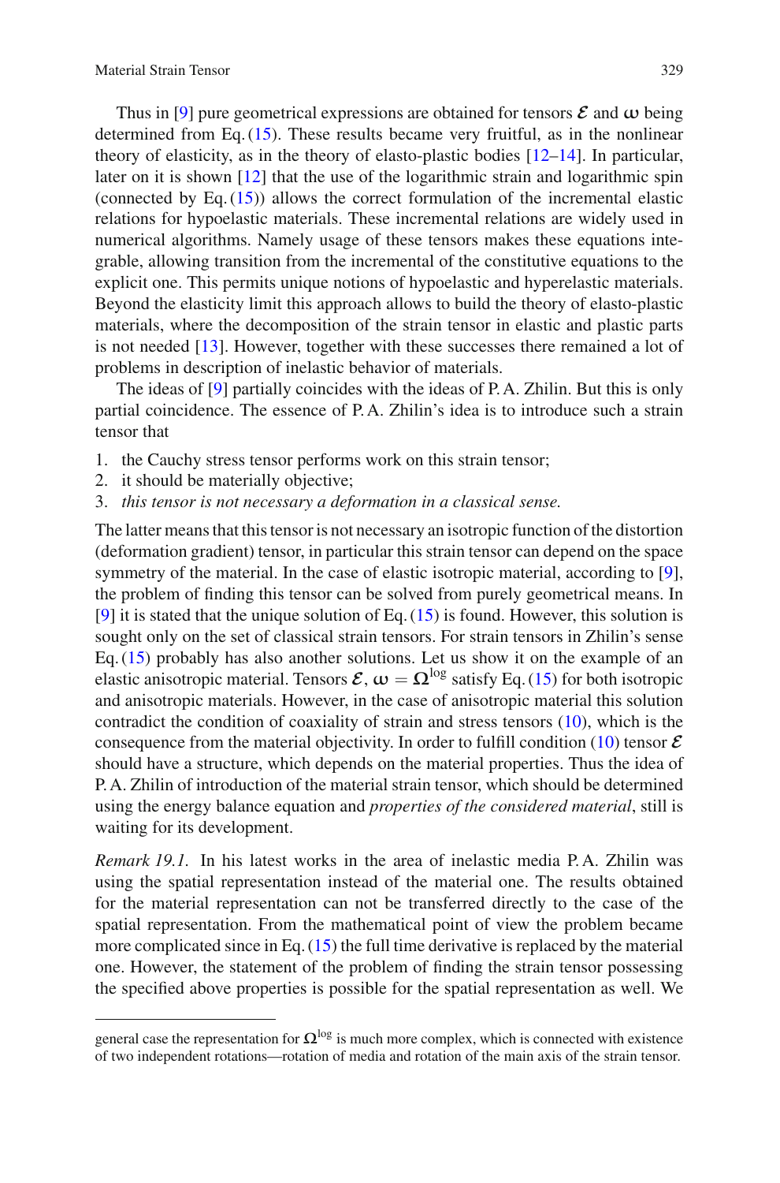Thus in [9] pure geometrical expressions are obtained for tensors $\boldsymbol{\mathcal{E}}$ and $\boldsymbol{\omega}$ being determined from Eq. (15). These results became very fruitful, as in the nonlinear theory of elasticity, as in the theory of elasto-plastic bodies [12–14]. In particular, later on it is shown [12] that the use of the logarithmic strain and logarithmic spin (connected by Eq. (15)) allows the correct formulation of the incremental elastic relations for hypoelastic materials. These incremental relations are widely used in numerical algorithms. Namely usage of these tensors makes these equations integrable, allowing transition from the incremental of the constitutive equations to the explicit one. This permits unique notions of hypoelastic and hyperelastic materials. Beyond the elasticity limit this approach allows to build the theory of elasto-plastic materials, where the decomposition of the strain tensor in elastic and plastic parts is not needed [13]. However, together with these successes there remained a lot of problems in description of inelastic behavior of materials.

The ideas of [9] partially coincides with the ideas of P. A. Zhilin. But this is only partial coincidence. The essence of P. A. Zhilin's idea is to introduce such a strain tensor that

1. the Cauchy stress tensor performs work on this strain tensor;
2. it should be materially objective;
3. *this tensor is not necessary a deformation in a classical sense.*

The latter means that this tensor is not necessary an isotropic function of the distortion (deformation gradient) tensor, in particular this strain tensor can depend on the space symmetry of the material. In the case of elastic isotropic material, according to [9], the problem of finding this tensor can be solved from purely geometrical means. In [9] it is stated that the unique solution of Eq. (15) is found. However, this solution is sought only on the set of classical strain tensors. For strain tensors in Zhilin's sense Eq. (15) probably has also another solutions. Let us show it on the example of an elastic anisotropic material. Tensors $\boldsymbol{\mathcal{E}}$, $\boldsymbol{\omega} = \boldsymbol{\Omega}^{\log}$ satisfy Eq. (15) for both isotropic and anisotropic materials. However, in the case of anisotropic material this solution contradict the condition of coaxiality of strain and stress tensors (10), which is the consequence from the material objectivity. In order to fulfill condition (10) tensor $\boldsymbol{\mathcal{E}}$ should have a structure, which depends on the material properties. Thus the idea of P. A. Zhilin of introduction of the material strain tensor, which should be determined using the energy balance equation and *properties of the considered material*, still is waiting for its development.

*Remark 19.1.* In his latest works in the area of inelastic media P. A. Zhilin was using the spatial representation instead of the material one. The results obtained for the material representation can not be transferred directly to the case of the spatial representation. From the mathematical point of view the problem became more complicated since in Eq. (15) the full time derivative is replaced by the material one. However, the statement of the problem of finding the strain tensor possessing the specified above properties is possible for the spatial representation as well. We

---

general case the representation for $\boldsymbol{\Omega}^{\log}$ is much more complex, which is connected with existence of two independent rotations—rotation of media and rotation of the main axis of the strain tensor.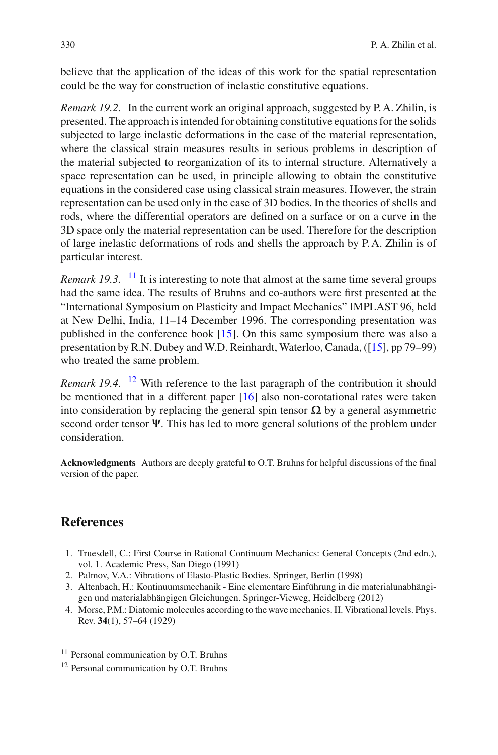believe that the application of the ideas of this work for the spatial representation could be the way for construction of inelastic constitutive equations.

*Remark 19.2.* In the current work an original approach, suggested by P. A. Zhilin, is presented. The approach is intended for obtaining constitutive equations for the solids subjected to large inelastic deformations in the case of the material representation, where the classical strain measures results in serious problems in description of the material subjected to reorganization of its to internal structure. Alternatively a space representation can be used, in principle allowing to obtain the constitutive equations in the considered case using classical strain measures. However, the strain representation can be used only in the case of 3D bodies. In the theories of shells and rods, where the differential operators are defined on a surface or on a curve in the 3D space only the material representation can be used. Therefore for the description of large inelastic deformations of rods and shells the approach by P. A. Zhilin is of particular interest.

*Remark 19.3.* [11] It is interesting to note that almost at the same time several groups had the same idea. The results of Bruhns and co-authors were first presented at the "International Symposium on Plasticity and Impact Mechanics" IMPLAST 96, held at New Delhi, India, 11–14 December 1996. The corresponding presentation was published in the conference book [15]. On this same symposium there was also a presentation by R.N. Dubey and W.D. Reinhardt, Waterloo, Canada, ([15], pp 79–99) who treated the same problem.

*Remark 19.4.* [12] With reference to the last paragraph of the contribution it should be mentioned that in a different paper [16] also non-corotational rates were taken into consideration by replacing the general spin tensor $\boldsymbol{\Omega}$ by a general asymmetric second order tensor $\boldsymbol{\Psi}$. This has led to more general solutions of the problem under consideration.

**Acknowledgments** Authors are deeply grateful to O.T. Bruhns for helpful discussions of the final version of the paper.

## References

1. Truesdell, C.: First Course in Rational Continuum Mechanics: General Concepts (2nd edn.), vol. 1. Academic Press, San Diego (1991)
2. Palmov, V.A.: Vibrations of Elasto-Plastic Bodies. Springer, Berlin (1998)
3. Altenbach, H.: Kontinuumsmechanik - Eine elementare Einführung in die materialunabhängigen und materialabhängigen Gleichungen. Springer-Vieweg, Heidelberg (2012)
4. Morse, P.M.: Diatomic molecules according to the wave mechanics. II. Vibrational levels. Phys. Rev. **34**(1), 57–64 (1929)

[11] Personal communication by O.T. Bruhns

[12] Personal communication by O.T. Bruhns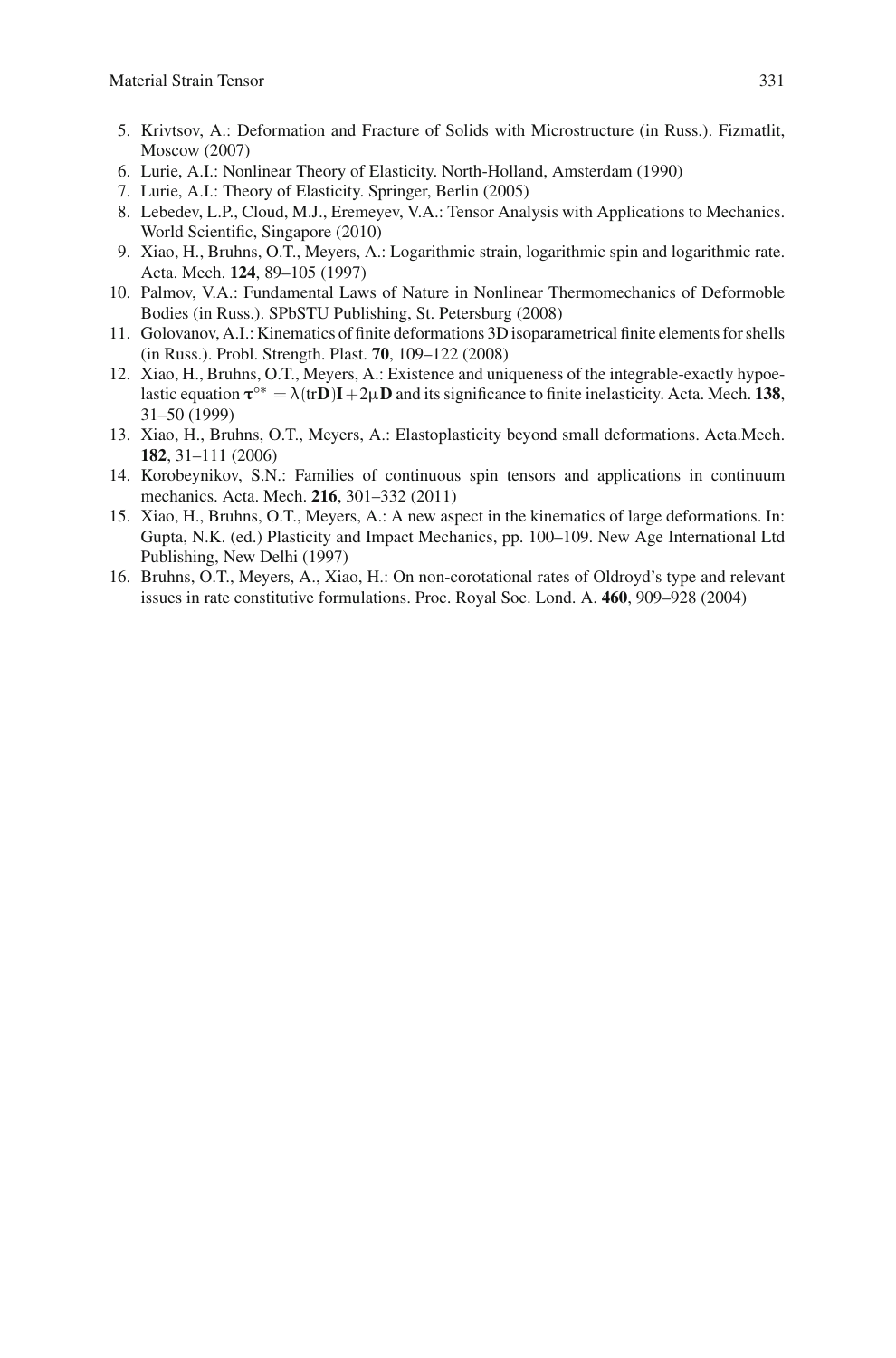5. Krivtsov, A.: Deformation and Fracture of Solids with Microstructure (in Russ.). Fizmatlit, Moscow (2007)
6. Lurie, A.I.: Nonlinear Theory of Elasticity. North-Holland, Amsterdam (1990)
7. Lurie, A.I.: Theory of Elasticity. Springer, Berlin (2005)
8. Lebedev, L.P., Cloud, M.J., Eremeyev, V.A.: Tensor Analysis with Applications to Mechanics. World Scientific, Singapore (2010)
9. Xiao, H., Bruhns, O.T., Meyers, A.: Logarithmic strain, logarithmic spin and logarithmic rate. Acta. Mech. **124**, 89–105 (1997)
10. Palmov, V.A.: Fundamental Laws of Nature in Nonlinear Thermomechanics of Deformoble Bodies (in Russ.). SPbSTU Publishing, St. Petersburg (2008)
11. Golovanov, A.I.: Kinematics of finite deformations 3D isoparametrical finite elements for shells (in Russ.). Probl. Strength. Plast. **70**, 109–122 (2008)
12. Xiao, H., Bruhns, O.T., Meyers, A.: Existence and uniqueness of the integrable-exactly hypoelastic equation $\boldsymbol{\tau}^{\circ *} = \lambda(\mathrm{tr}\mathbf{D})\mathbf{I} + 2\mu\mathbf{D}$ and its significance to finite inelasticity. Acta. Mech. **138**, 31–50 (1999)
13. Xiao, H., Bruhns, O.T., Meyers, A.: Elastoplasticity beyond small deformations. Acta.Mech. **182**, 31–111 (2006)
14. Korobeynikov, S.N.: Families of continuous spin tensors and applications in continuum mechanics. Acta. Mech. **216**, 301–332 (2011)
15. Xiao, H., Bruhns, O.T., Meyers, A.: A new aspect in the kinematics of large deformations. In: Gupta, N.K. (ed.) Plasticity and Impact Mechanics, pp. 100–109. New Age International Ltd Publishing, New Delhi (1997)
16. Bruhns, O.T., Meyers, A., Xiao, H.: On non-corotational rates of Oldroyd's type and relevant issues in rate constitutive formulations. Proc. Royal Soc. Lond. A. **460**, 909–928 (2004)